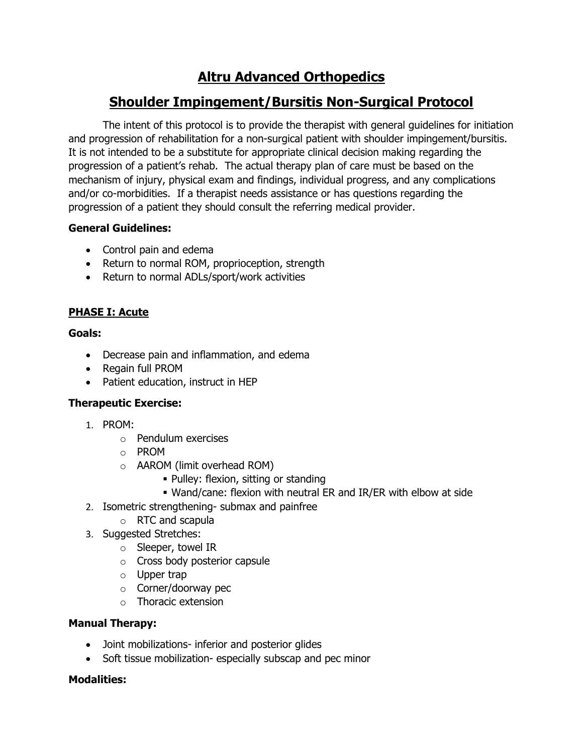# Altru Advanced Orthopedics

# Shoulder Impingement/Bursitis Non-Surgical Protocol

The intent of this protocol is to provide the therapist with general guidelines for initiation and progression of rehabilitation for a non-surgical patient with shoulder impingement/bursitis. It is not intended to be a substitute for appropriate clinical decision making regarding the progression of a patient's rehab. The actual therapy plan of care must be based on the mechanism of injury, physical exam and findings, individual progress, and any complications and/or co-morbidities. If a therapist needs assistance or has questions regarding the progression of a patient they should consult the referring medical provider.

**General Guidelines:**

- Control pain and edema
- Return to normal ROM, proprioception, strength
- Return to normal ADLs/sport/work activities

## PHASE I: Acute

**Goals:**

- Decrease pain and inflammation, and edema
- Regain full PROM
- Patient education, instruct in HEP

**Therapeutic Exercise:**

1. PROM:
   - Pendulum exercises
   - PROM
   - AAROM (limit overhead ROM)
     - Pulley: flexion, sitting or standing
     - Wand/cane: flexion with neutral ER and IR/ER with elbow at side
2. Isometric strengthening- submax and painfree
   - RTC and scapula
3. Suggested Stretches:
   - Sleeper, towel IR
   - Cross body posterior capsule
   - Upper trap
   - Corner/doorway pec
   - Thoracic extension

**Manual Therapy:**

- Joint mobilizations- inferior and posterior glides
- Soft tissue mobilization- especially subscap and pec minor

**Modalities:**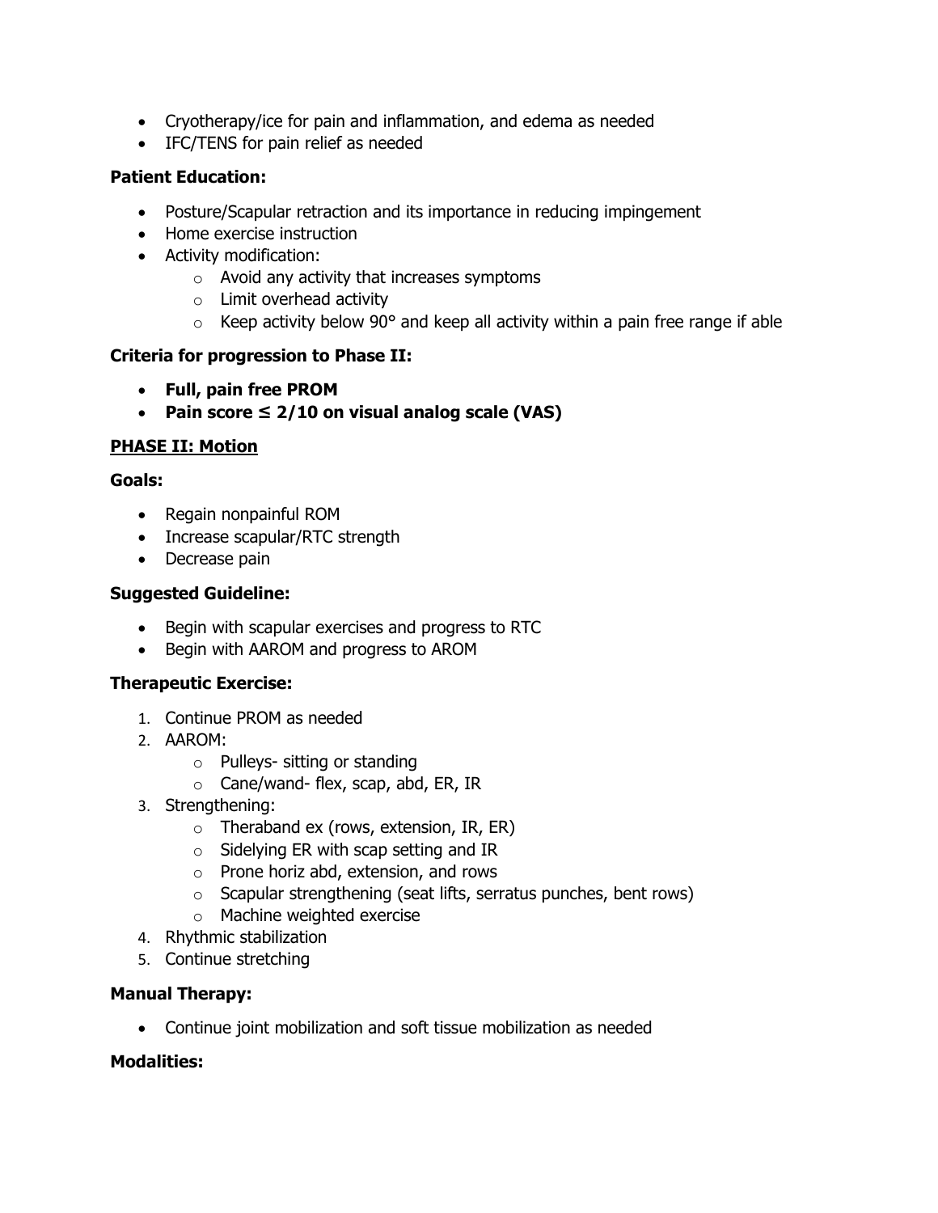- Cryotherapy/ice for pain and inflammation, and edema as needed
- IFC/TENS for pain relief as needed

**Patient Education:**

- Posture/Scapular retraction and its importance in reducing impingement
- Home exercise instruction
- Activity modification:
  - Avoid any activity that increases symptoms
  - Limit overhead activity
  - Keep activity below 90° and keep all activity within a pain free range if able

**Criteria for progression to Phase II:**

- **Full, pain free PROM**
- **Pain score ≤ 2/10 on visual analog scale (VAS)**

**PHASE II: Motion**

**Goals:**

- Regain nonpainful ROM
- Increase scapular/RTC strength
- Decrease pain

**Suggested Guideline:**

- Begin with scapular exercises and progress to RTC
- Begin with AAROM and progress to AROM

**Therapeutic Exercise:**

1. Continue PROM as needed
2. AAROM:
   - Pulleys- sitting or standing
   - Cane/wand- flex, scap, abd, ER, IR
3. Strengthening:
   - Theraband ex (rows, extension, IR, ER)
   - Sidelying ER with scap setting and IR
   - Prone horiz abd, extension, and rows
   - Scapular strengthening (seat lifts, serratus punches, bent rows)
   - Machine weighted exercise
4. Rhythmic stabilization
5. Continue stretching

**Manual Therapy:**

- Continue joint mobilization and soft tissue mobilization as needed

**Modalities:**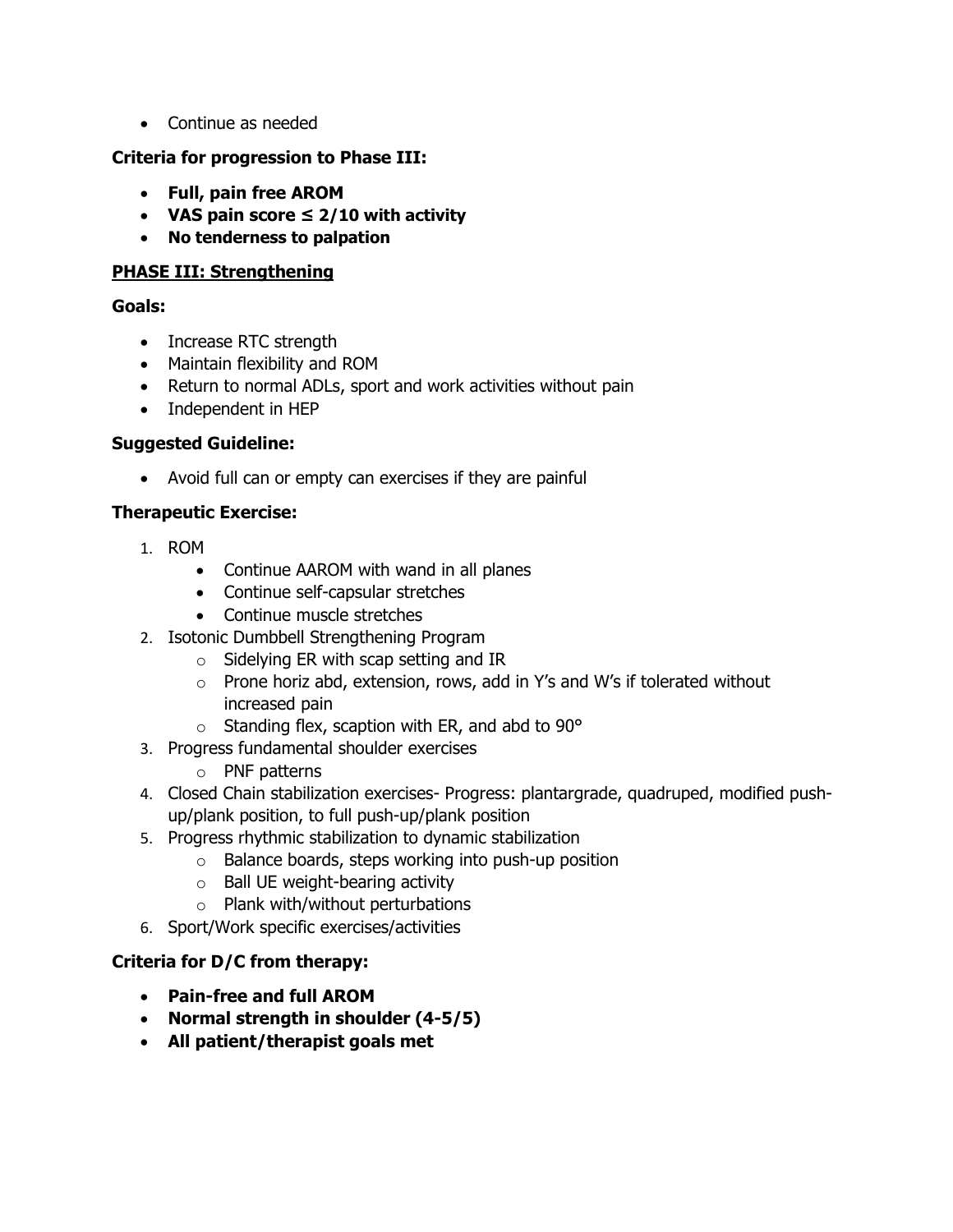- Continue as needed

**Criteria for progression to Phase III:**

- **Full, pain free AROM**
- **VAS pain score ≤ 2/10 with activity**
- **No tenderness to palpation**

## <u>PHASE III: Strengthening</u>

**Goals:**

- Increase RTC strength
- Maintain flexibility and ROM
- Return to normal ADLs, sport and work activities without pain
- Independent in HEP

**Suggested Guideline:**

- Avoid full can or empty can exercises if they are painful

**Therapeutic Exercise:**

1. ROM
   - Continue AAROM with wand in all planes
   - Continue self-capsular stretches
   - Continue muscle stretches
2. Isotonic Dumbbell Strengthening Program
   - Sidelying ER with scap setting and IR
   - Prone horiz abd, extension, rows, add in Y's and W's if tolerated without increased pain
   - Standing flex, scaption with ER, and abd to 90°
3. Progress fundamental shoulder exercises
   - PNF patterns
4. Closed Chain stabilization exercises- Progress: plantargrade, quadruped, modified push-up/plank position, to full push-up/plank position
5. Progress rhythmic stabilization to dynamic stabilization
   - Balance boards, steps working into push-up position
   - Ball UE weight-bearing activity
   - Plank with/without perturbations
6. Sport/Work specific exercises/activities

**Criteria for D/C from therapy:**

- **Pain-free and full AROM**
- **Normal strength in shoulder (4-5/5)**
- **All patient/therapist goals met**